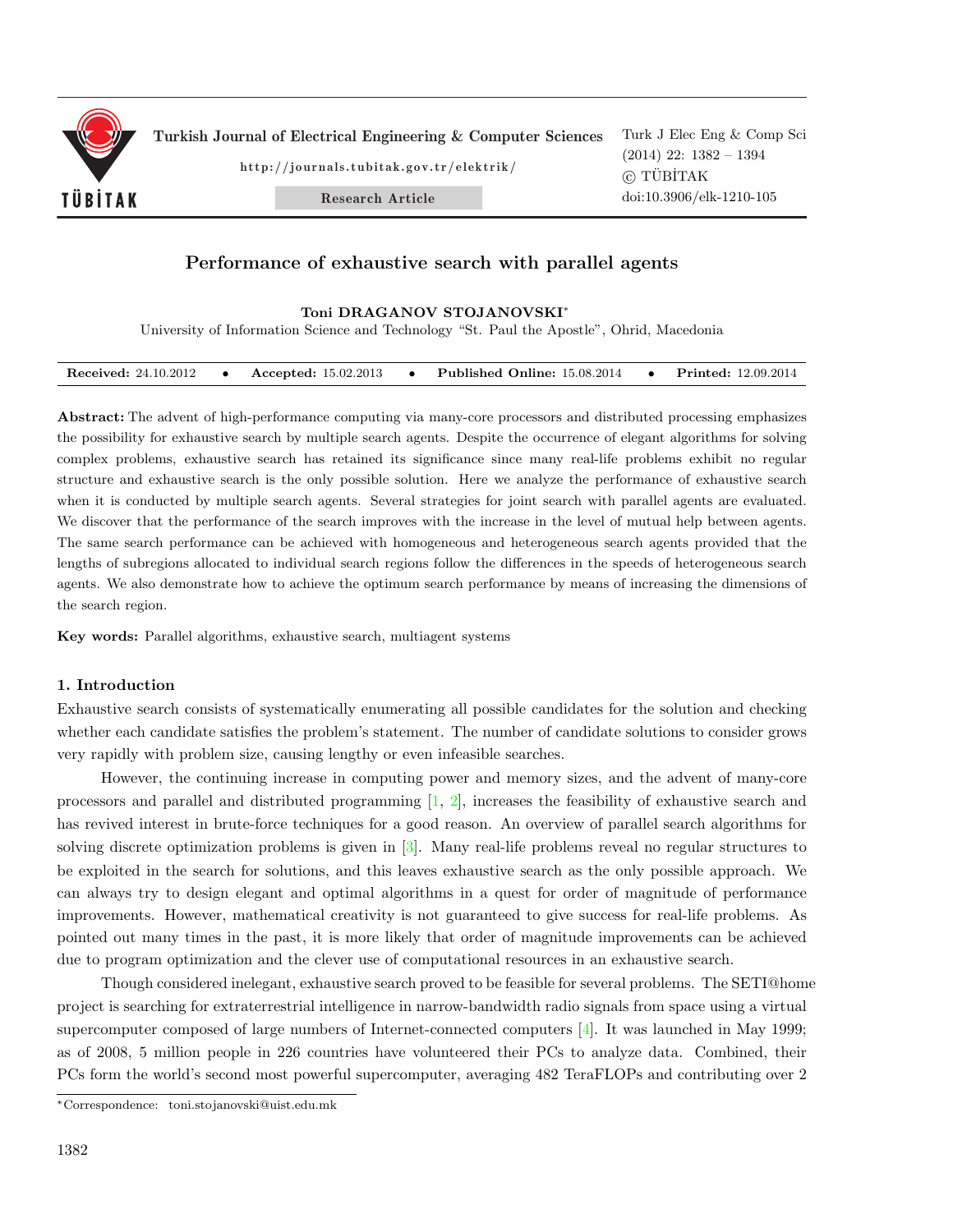# Performance of exhaustive search with parallel agents

**Toni DRAGANOV STOJANOVSKI***

University of Information Science and Technology "St. Paul the Apostle", Ohrid, Macedonia

**Received:** 24.10.2012 • **Accepted:** 15.02.2013 • **Published Online:** 15.08.2014 • **Printed:** 12.09.2014

**Abstract:** The advent of high-performance computing via many-core processors and distributed processing emphasizes the possibility for exhaustive search by multiple search agents. Despite the occurrence of elegant algorithms for solving complex problems, exhaustive search has retained its significance since many real-life problems exhibit no regular structure and exhaustive search is the only possible solution. Here we analyze the performance of exhaustive search when it is conducted by multiple search agents. Several strategies for joint search with parallel agents are evaluated. We discover that the performance of the search improves with the increase in the level of mutual help between agents. The same search performance can be achieved with homogeneous and heterogeneous search agents provided that the lengths of subregions allocated to individual search regions follow the differences in the speeds of heterogeneous search agents. We also demonstrate how to achieve the optimum search performance by means of increasing the dimensions of the search region.

**Key words:** Parallel algorithms, exhaustive search, multiagent systems

## 1. Introduction

Exhaustive search consists of systematically enumerating all possible candidates for the solution and checking whether each candidate satisfies the problem's statement. The number of candidate solutions to consider grows very rapidly with problem size, causing lengthy or even infeasible searches.

However, the continuing increase in computing power and memory sizes, and the advent of many-core processors and parallel and distributed programming [1, 2], increases the feasibility of exhaustive search and has revived interest in brute-force techniques for a good reason. An overview of parallel search algorithms for solving discrete optimization problems is given in [3]. Many real-life problems reveal no regular structures to be exploited in the search for solutions, and this leaves exhaustive search as the only possible approach. We can always try to design elegant and optimal algorithms in a quest for order of magnitude of performance improvements. However, mathematical creativity is not guaranteed to give success for real-life problems. As pointed out many times in the past, it is more likely that order of magnitude improvements can be achieved due to program optimization and the clever use of computational resources in an exhaustive search.

Though considered inelegant, exhaustive search proved to be feasible for several problems. The SETI@home project is searching for extraterrestrial intelligence in narrow-bandwidth radio signals from space using a virtual supercomputer composed of large numbers of Internet-connected computers [4]. It was launched in May 1999; as of 2008, 5 million people in 226 countries have volunteered their PCs to analyze data. Combined, their PCs form the world's second most powerful supercomputer, averaging 482 TeraFLOPs and contributing over 2

*Correspondence: toni.stojanovski@uist.edu.mk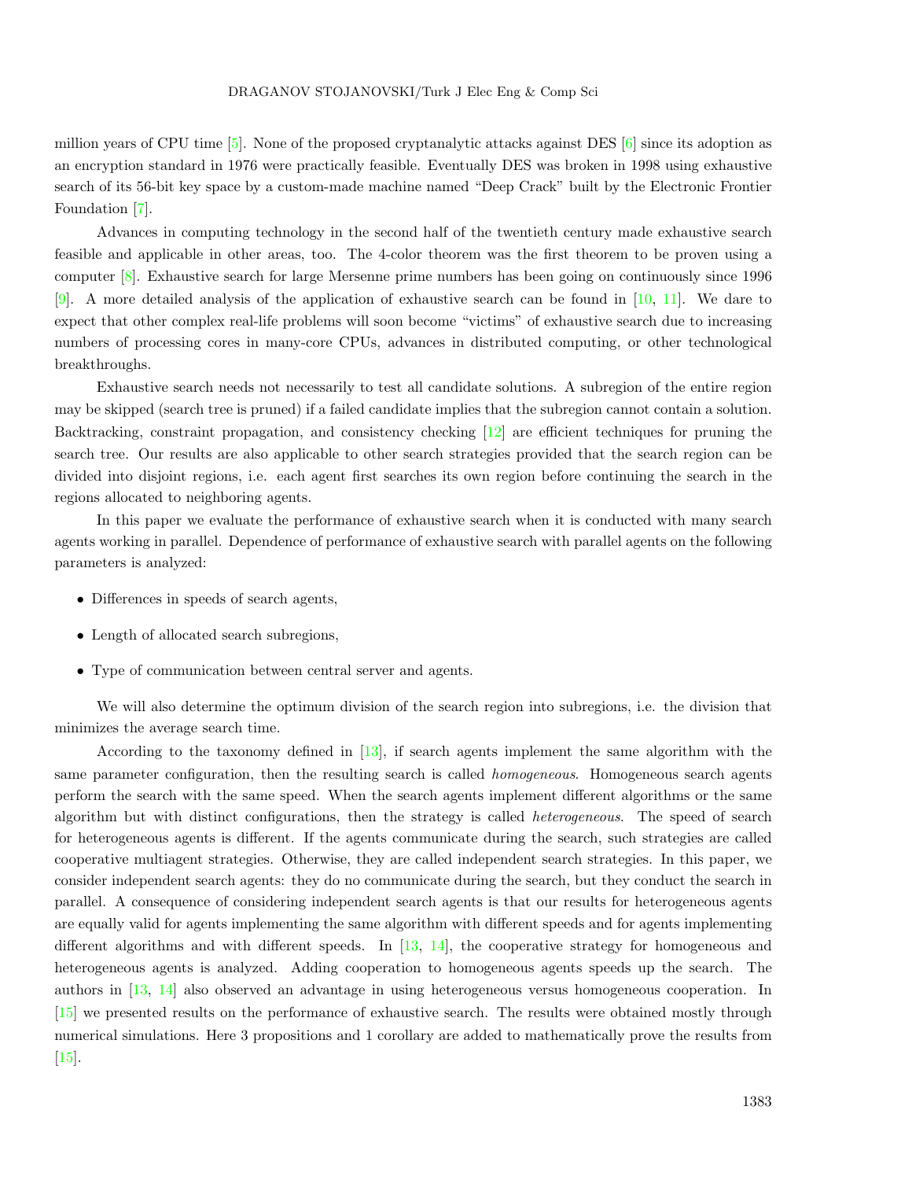million years of CPU time [5]. None of the proposed cryptanalytic attacks against DES [6] since its adoption as an encryption standard in 1976 were practically feasible. Eventually DES was broken in 1998 using exhaustive search of its 56-bit key space by a custom-made machine named "Deep Crack" built by the Electronic Frontier Foundation [7].

Advances in computing technology in the second half of the twentieth century made exhaustive search feasible and applicable in other areas, too. The 4-color theorem was the first theorem to be proven using a computer [8]. Exhaustive search for large Mersenne prime numbers has been going on continuously since 1996 [9]. A more detailed analysis of the application of exhaustive search can be found in [10, 11]. We dare to expect that other complex real-life problems will soon become "victims" of exhaustive search due to increasing numbers of processing cores in many-core CPUs, advances in distributed computing, or other technological breakthroughs.

Exhaustive search needs not necessarily to test all candidate solutions. A subregion of the entire region may be skipped (search tree is pruned) if a failed candidate implies that the subregion cannot contain a solution. Backtracking, constraint propagation, and consistency checking [12] are efficient techniques for pruning the search tree. Our results are also applicable to other search strategies provided that the search region can be divided into disjoint regions, i.e. each agent first searches its own region before continuing the search in the regions allocated to neighboring agents.

In this paper we evaluate the performance of exhaustive search when it is conducted with many search agents working in parallel. Dependence of performance of exhaustive search with parallel agents on the following parameters is analyzed:

- Differences in speeds of search agents,
- Length of allocated search subregions,
- Type of communication between central server and agents.

We will also determine the optimum division of the search region into subregions, i.e. the division that minimizes the average search time.

According to the taxonomy defined in [13], if search agents implement the same algorithm with the same parameter configuration, then the resulting search is called *homogeneous*. Homogeneous search agents perform the search with the same speed. When the search agents implement different algorithms or the same algorithm but with distinct configurations, then the strategy is called *heterogeneous*. The speed of search for heterogeneous agents is different. If the agents communicate during the search, such strategies are called cooperative multiagent strategies. Otherwise, they are called independent search strategies. In this paper, we consider independent search agents: they do no communicate during the search, but they conduct the search in parallel. A consequence of considering independent search agents is that our results for heterogeneous agents are equally valid for agents implementing the same algorithm with different speeds and for agents implementing different algorithms and with different speeds. In [13, 14], the cooperative strategy for homogeneous and heterogeneous agents is analyzed. Adding cooperation to homogeneous agents speeds up the search. The authors in [13, 14] also observed an advantage in using heterogeneous versus homogeneous cooperation. In [15] we presented results on the performance of exhaustive search. The results were obtained mostly through numerical simulations. Here 3 propositions and 1 corollary are added to mathematically prove the results from [15].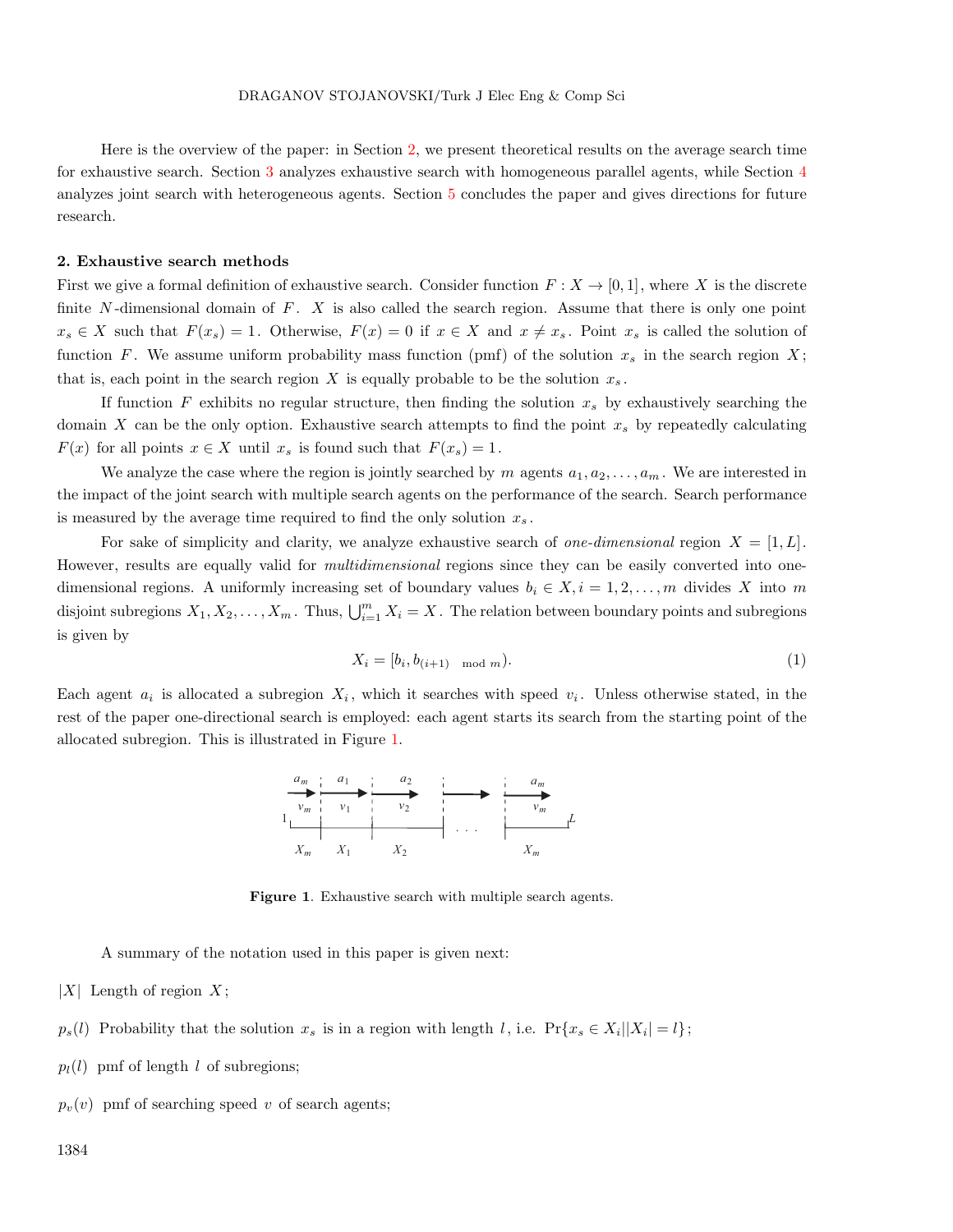Here is the overview of the paper: in Section 2, we present theoretical results on the average search time for exhaustive search. Section 3 analyzes exhaustive search with homogeneous parallel agents, while Section 4 analyzes joint search with heterogeneous agents. Section 5 concludes the paper and gives directions for future research.

## 2. Exhaustive search methods

First we give a formal definition of exhaustive search. Consider function $F : X \to [0, 1]$, where $X$ is the discrete finite $N$-dimensional domain of $F$. $X$ is also called the search region. Assume that there is only one point $x_s \in X$ such that $F(x_s) = 1$. Otherwise, $F(x) = 0$ if $x \in X$ and $x \neq x_s$. Point $x_s$ is called the solution of function $F$. We assume uniform probability mass function (pmf) of the solution $x_s$ in the search region $X$; that is, each point in the search region $X$ is equally probable to be the solution $x_s$.

If function $F$ exhibits no regular structure, then finding the solution $x_s$ by exhaustively searching the domain $X$ can be the only option. Exhaustive search attempts to find the point $x_s$ by repeatedly calculating $F(x)$ for all points $x \in X$ until $x_s$ is found such that $F(x_s) = 1$.

We analyze the case where the region is jointly searched by $m$ agents $a_1, a_2, \ldots, a_m$. We are interested in the impact of the joint search with multiple search agents on the performance of the search. Search performance is measured by the average time required to find the only solution $x_s$.

For sake of simplicity and clarity, we analyze exhaustive search of *one-dimensional* region $X = [1, L]$. However, results are equally valid for *multidimensional* regions since they can be easily converted into one-dimensional regions. A uniformly increasing set of boundary values $b_i \in X, i = 1, 2, \ldots, m$ divides $X$ into $m$ disjoint subregions $X_1, X_2, \ldots, X_m$. Thus, $\bigcup_{i=1}^{m} X_i = X$. The relation between boundary points and subregions is given by

$$X_i = [b_i, b_{(i+1) \mod m}). \tag{1}$$

Each agent $a_i$ is allocated a subregion $X_i$, which it searches with speed $v_i$. Unless otherwise stated, in the rest of the paper one-directional search is employed: each agent starts its search from the starting point of the allocated subregion. This is illustrated in Figure 1.

**Figure 1**. Exhaustive search with multiple search agents.

A summary of the notation used in this paper is given next:

$|X|$ Length of region $X$;

$p_s(l)$ Probability that the solution $x_s$ is in a region with length $l$, i.e. $\Pr\{x_s \in X_i | |X_i| = l\}$;

$p_l(l)$ pmf of length $l$ of subregions;

$p_v(v)$ pmf of searching speed $v$ of search agents;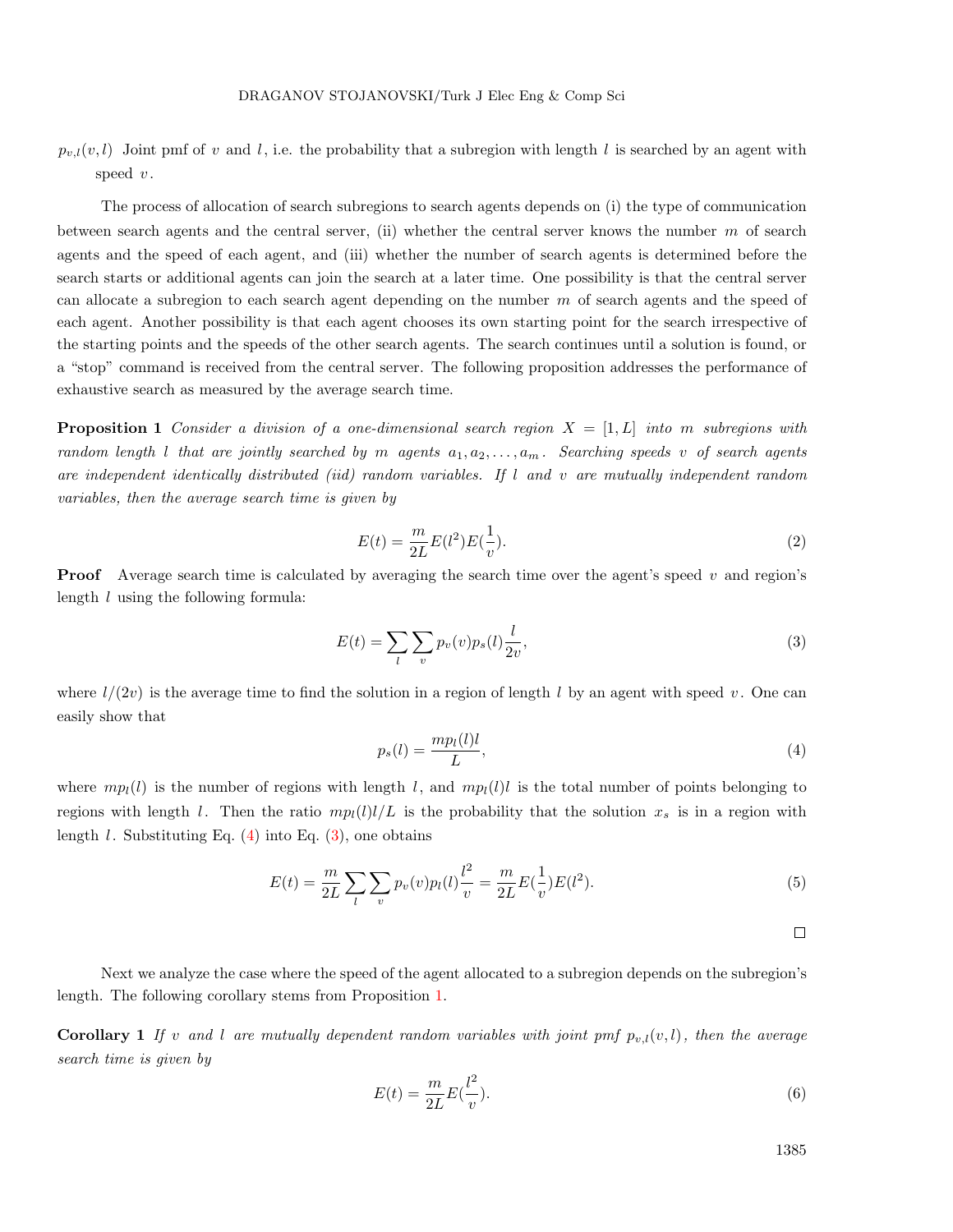$p_{v,l}(v,l)$ Joint pmf of $v$ and $l$, i.e. the probability that a subregion with length $l$ is searched by an agent with speed $v$.

The process of allocation of search subregions to search agents depends on (i) the type of communication between search agents and the central server, (ii) whether the central server knows the number $m$ of search agents and the speed of each agent, and (iii) whether the number of search agents is determined before the search starts or additional agents can join the search at a later time. One possibility is that the central server can allocate a subregion to each search agent depending on the number $m$ of search agents and the speed of each agent. Another possibility is that each agent chooses its own starting point for the search irrespective of the starting points and the speeds of the other search agents. The search continues until a solution is found, or a "stop" command is received from the central server. The following proposition addresses the performance of exhaustive search as measured by the average search time.

**Proposition 1** *Consider a division of a one-dimensional search region $X = [1, L]$ into $m$ subregions with random length $l$ that are jointly searched by $m$ agents $a_1, a_2, \ldots, a_m$. Searching speeds $v$ of search agents are independent identically distributed (iid) random variables. If $l$ and $v$ are mutually independent random variables, then the average search time is given by*

$$E(t) = \frac{m}{2L} E(l^2) E(\frac{1}{v}). \tag{2}$$

**Proof** Average search time is calculated by averaging the search time over the agent's speed $v$ and region's length $l$ using the following formula:

$$E(t) = \sum_{l} \sum_{v} p_v(v) p_s(l) \frac{l}{2v}, \tag{3}$$

where $l/(2v)$ is the average time to find the solution in a region of length $l$ by an agent with speed $v$. One can easily show that

$$p_s(l) = \frac{m p_l(l) l}{L}, \tag{4}$$

where $mp_l(l)$ is the number of regions with length $l$, and $mp_l(l)l$ is the total number of points belonging to regions with length $l$. Then the ratio $mp_l(l)l/L$ is the probability that the solution $x_s$ is in a region with length $l$. Substituting Eq. (4) into Eq. (3), one obtains

$$E(t) = \frac{m}{2L} \sum_{l} \sum_{v} p_v(v) p_l(l) \frac{l^2}{v} = \frac{m}{2L} E(\frac{1}{v}) E(l^2). \tag{5}$$

□

Next we analyze the case where the speed of the agent allocated to a subregion depends on the subregion's length. The following corollary stems from Proposition 1.

**Corollary 1** *If $v$ and $l$ are mutually dependent random variables with joint pmf $p_{v,l}(v,l)$, then the average search time is given by*

$$E(t) = \frac{m}{2L} E(\frac{l^2}{v}). \tag{6}$$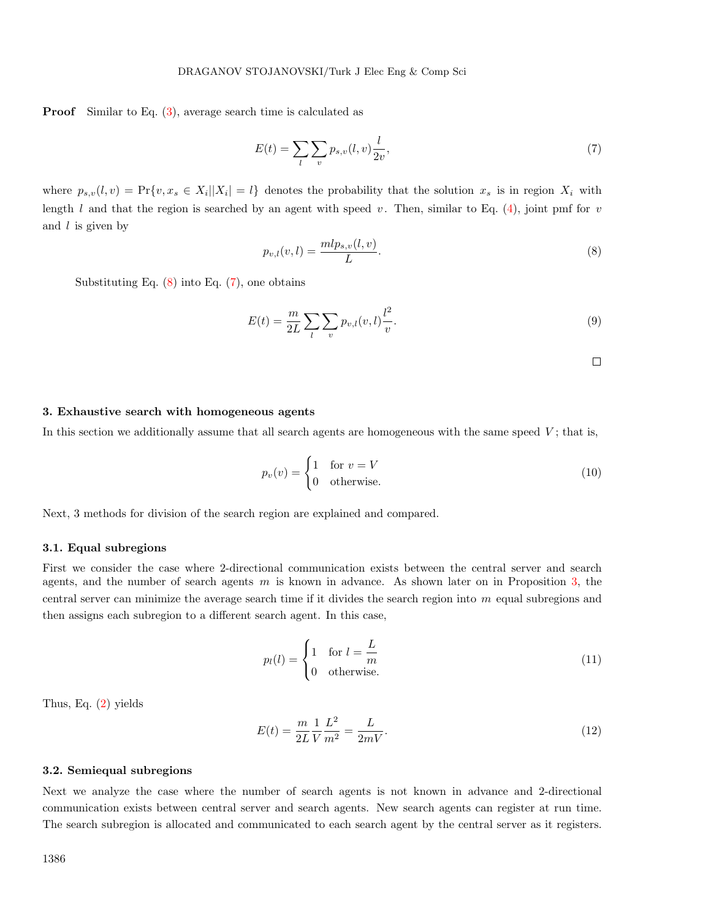**Proof** Similar to Eq. (3), average search time is calculated as

$$E(t) = \sum_l \sum_v p_{s,v}(l,v) \frac{l}{2v}, \tag{7}$$

where $p_{s,v}(l,v) = \Pr\{v, x_s \in X_i || X_i| = l\}$ denotes the probability that the solution $x_s$ is in region $X_i$ with length $l$ and that the region is searched by an agent with speed $v$. Then, similar to Eq. (4), joint pmf for $v$ and $l$ is given by

$$p_{v,l}(v,l) = \frac{mlp_{s,v}(l,v)}{L}. \tag{8}$$

Substituting Eq. (8) into Eq. (7), one obtains

$$E(t) = \frac{m}{2L} \sum_l \sum_v p_{v,l}(v,l) \frac{l^2}{v}. \tag{9}$$

□

## 3. Exhaustive search with homogeneous agents

In this section we additionally assume that all search agents are homogeneous with the same speed $V$; that is,

$$p_v(v) = \begin{cases} 1 & \text{for } v = V \\ 0 & \text{otherwise.} \end{cases} \tag{10}$$

Next, 3 methods for division of the search region are explained and compared.

### 3.1. Equal subregions

First we consider the case where 2-directional communication exists between the central server and search agents, and the number of search agents $m$ is known in advance. As shown later on in Proposition 3, the central server can minimize the average search time if it divides the search region into $m$ equal subregions and then assigns each subregion to a different search agent. In this case,

$$p_l(l) = \begin{cases} 1 & \text{for } l = \dfrac{L}{m} \\ 0 & \text{otherwise.} \end{cases} \tag{11}$$

Thus, Eq. (2) yields

$$E(t) = \frac{m}{2L} \frac{1}{V} \frac{L^2}{m^2} = \frac{L}{2mV}. \tag{12}$$

### 3.2. Semiequal subregions

Next we analyze the case where the number of search agents is not known in advance and 2-directional communication exists between central server and search agents. New search agents can register at run time. The search subregion is allocated and communicated to each search agent by the central server as it registers.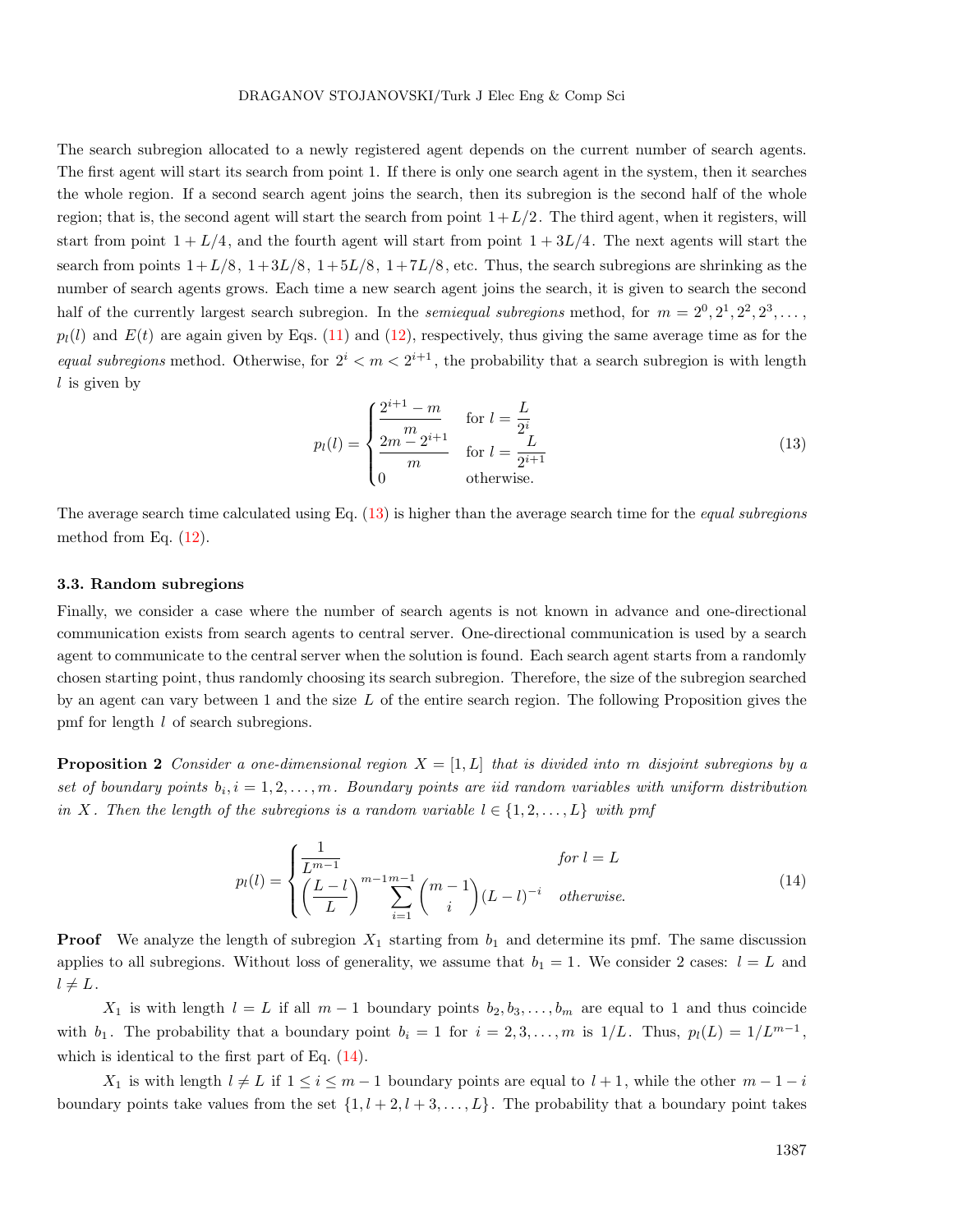The search subregion allocated to a newly registered agent depends on the current number of search agents. The first agent will start its search from point 1. If there is only one search agent in the system, then it searches the whole region. If a second search agent joins the search, then its subregion is the second half of the whole region; that is, the second agent will start the search from point $1+L/2$. The third agent, when it registers, will start from point $1+L/4$, and the fourth agent will start from point $1+3L/4$. The next agents will start the search from points $1+L/8$, $1+3L/8$, $1+5L/8$, $1+7L/8$, etc. Thus, the search subregions are shrinking as the number of search agents grows. Each time a new search agent joins the search, it is given to search the second half of the currently largest search subregion. In the *semiequal subregions* method, for $m = 2^0, 2^1, 2^2, 2^3, \dots$, $p_l(l)$ and $E(t)$ are again given by Eqs. (11) and (12), respectively, thus giving the same average time as for the *equal subregions* method. Otherwise, for $2^i < m < 2^{i+1}$, the probability that a search subregion is with length $l$ is given by

$$p_l(l) = \begin{cases} \dfrac{2^{i+1}-m}{m} & \text{for } l = \dfrac{L}{2^i} \\ \dfrac{2m-2^{i+1}}{m} & \text{for } l = \dfrac{L}{2^{i+1}} \\ 0 & \text{otherwise.} \end{cases} \tag{13}$$

The average search time calculated using Eq. (13) is higher than the average search time for the *equal subregions* method from Eq. (12).

### 3.3. Random subregions

Finally, we consider a case where the number of search agents is not known in advance and one-directional communication exists from search agents to central server. One-directional communication is used by a search agent to communicate to the central server when the solution is found. Each search agent starts from a randomly chosen starting point, thus randomly choosing its search subregion. Therefore, the size of the subregion searched by an agent can vary between 1 and the size $L$ of the entire search region. The following Proposition gives the pmf for length $l$ of search subregions.

**Proposition 2** *Consider a one-dimensional region $X = [1, L]$ that is divided into $m$ disjoint subregions by a set of boundary points $b_i, i = 1, 2, \dots, m$. Boundary points are iid random variables with uniform distribution in $X$. Then the length of the subregions is a random variable $l \in \{1, 2, \dots, L\}$ with pmf*

$$p_l(l) = \begin{cases} \dfrac{1}{L^{m-1}} & \text{for } l = L \\ \left(\dfrac{L-l}{L}\right)^{m-1} \displaystyle\sum_{i=1}^{m-1} \binom{m-1}{i} (L-l)^{-i} & \text{otherwise.} \end{cases} \tag{14}$$

**Proof** We analyze the length of subregion $X_1$ starting from $b_1$ and determine its pmf. The same discussion applies to all subregions. Without loss of generality, we assume that $b_1 = 1$. We consider 2 cases: $l = L$ and $l \neq L$.

$X_1$ is with length $l = L$ if all $m-1$ boundary points $b_2, b_3, \dots, b_m$ are equal to 1 and thus coincide with $b_1$. The probability that a boundary point $b_i = 1$ for $i = 2, 3, \dots, m$ is $1/L$. Thus, $p_l(L) = 1/L^{m-1}$, which is identical to the first part of Eq. (14).

$X_1$ is with length $l \neq L$ if $1 \le i \le m-1$ boundary points are equal to $l+1$, while the other $m-1-i$ boundary points take values from the set $\{1, l+2, l+3, \dots, L\}$. The probability that a boundary point takes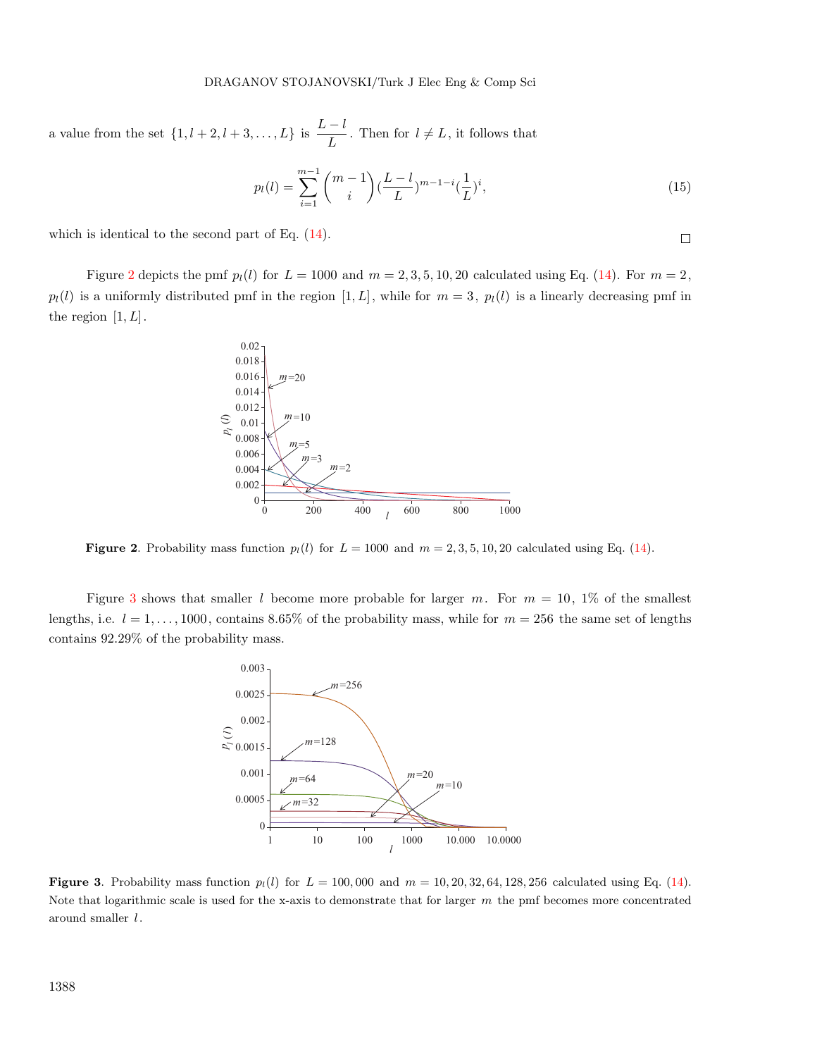a value from the set $\{1, l+2, l+3, \ldots, L\}$ is $\dfrac{L-l}{L}$. Then for $l \neq L$, it follows that

$$p_l(l) = \sum_{i=1}^{m-1} \binom{m-1}{i} (\frac{L-l}{L})^{m-1-i} (\frac{1}{L})^i, \tag{15}$$

which is identical to the second part of Eq. (14).

□

Figure 2 depicts the pmf $p_l(l)$ for $L = 1000$ and $m = 2, 3, 5, 10, 20$ calculated using Eq. (14). For $m = 2$, $p_l(l)$ is a uniformly distributed pmf in the region $[1, L]$, while for $m = 3$, $p_l(l)$ is a linearly decreasing pmf in the region $[1, L]$.

**Figure 2**. Probability mass function $p_l(l)$ for $L = 1000$ and $m = 2, 3, 5, 10, 20$ calculated using Eq. (14).

Figure 3 shows that smaller $l$ become more probable for larger $m$. For $m = 10$, 1% of the smallest lengths, i.e. $l = 1, \ldots, 1000$, contains 8.65% of the probability mass, while for $m = 256$ the same set of lengths contains 92.29% of the probability mass.

**Figure 3**. Probability mass function $p_l(l)$ for $L = 100{,}000$ and $m = 10, 20, 32, 64, 128, 256$ calculated using Eq. (14). Note that logarithmic scale is used for the x-axis to demonstrate that for larger $m$ the pmf becomes more concentrated around smaller $l$.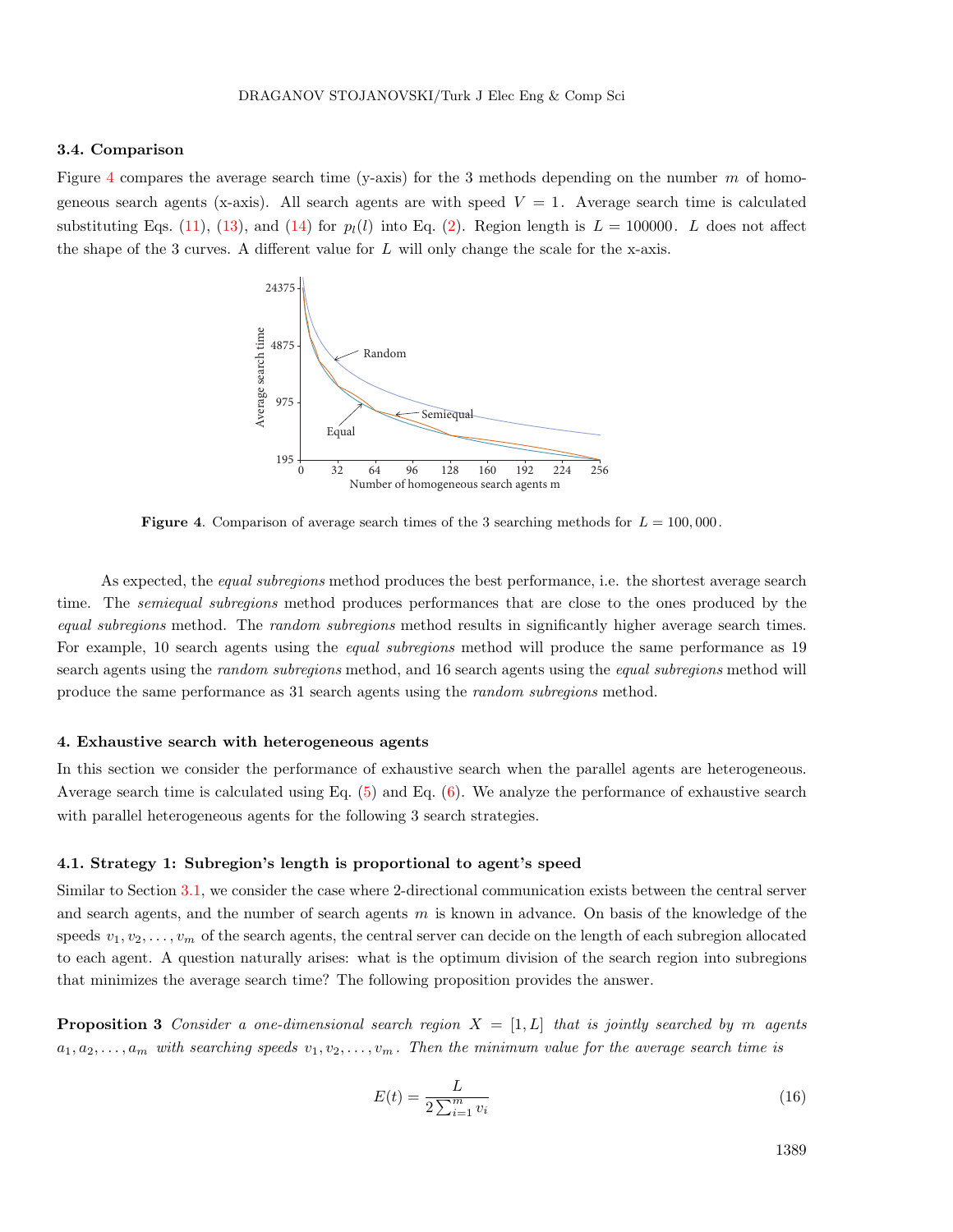### 3.4. Comparison

Figure 4 compares the average search time (y-axis) for the 3 methods depending on the number $m$ of homogeneous search agents (x-axis). All search agents are with speed $V = 1$. Average search time is calculated substituting Eqs. (11), (13), and (14) for $p_l(l)$ into Eq. (2). Region length is $L = 100000$. $L$ does not affect the shape of the 3 curves. A different value for $L$ will only change the scale for the x-axis.

**Figure 4**. Comparison of average search times of the 3 searching methods for $L = 100,000$.

As expected, the *equal subregions* method produces the best performance, i.e. the shortest average search time. The *semiequal subregions* method produces performances that are close to the ones produced by the *equal subregions* method. The *random subregions* method results in significantly higher average search times. For example, 10 search agents using the *equal subregions* method will produce the same performance as 19 search agents using the *random subregions* method, and 16 search agents using the *equal subregions* method will produce the same performance as 31 search agents using the *random subregions* method.

## 4. Exhaustive search with heterogeneous agents

In this section we consider the performance of exhaustive search when the parallel agents are heterogeneous. Average search time is calculated using Eq. (5) and Eq. (6). We analyze the performance of exhaustive search with parallel heterogeneous agents for the following 3 search strategies.

### 4.1. Strategy 1: Subregion's length is proportional to agent's speed

Similar to Section 3.1, we consider the case where 2-directional communication exists between the central server and search agents, and the number of search agents $m$ is known in advance. On basis of the knowledge of the speeds $v_1, v_2, \ldots, v_m$ of the search agents, the central server can decide on the length of each subregion allocated to each agent. A question naturally arises: what is the optimum division of the search region into subregions that minimizes the average search time? The following proposition provides the answer.

**Proposition 3** *Consider a one-dimensional search region $X = [1, L]$ that is jointly searched by $m$ agents $a_1, a_2, \ldots, a_m$ with searching speeds $v_1, v_2, \ldots, v_m$. Then the minimum value for the average search time is*

$$E(t) = \frac{L}{2\sum_{i=1}^{m} v_i} \tag{16}$$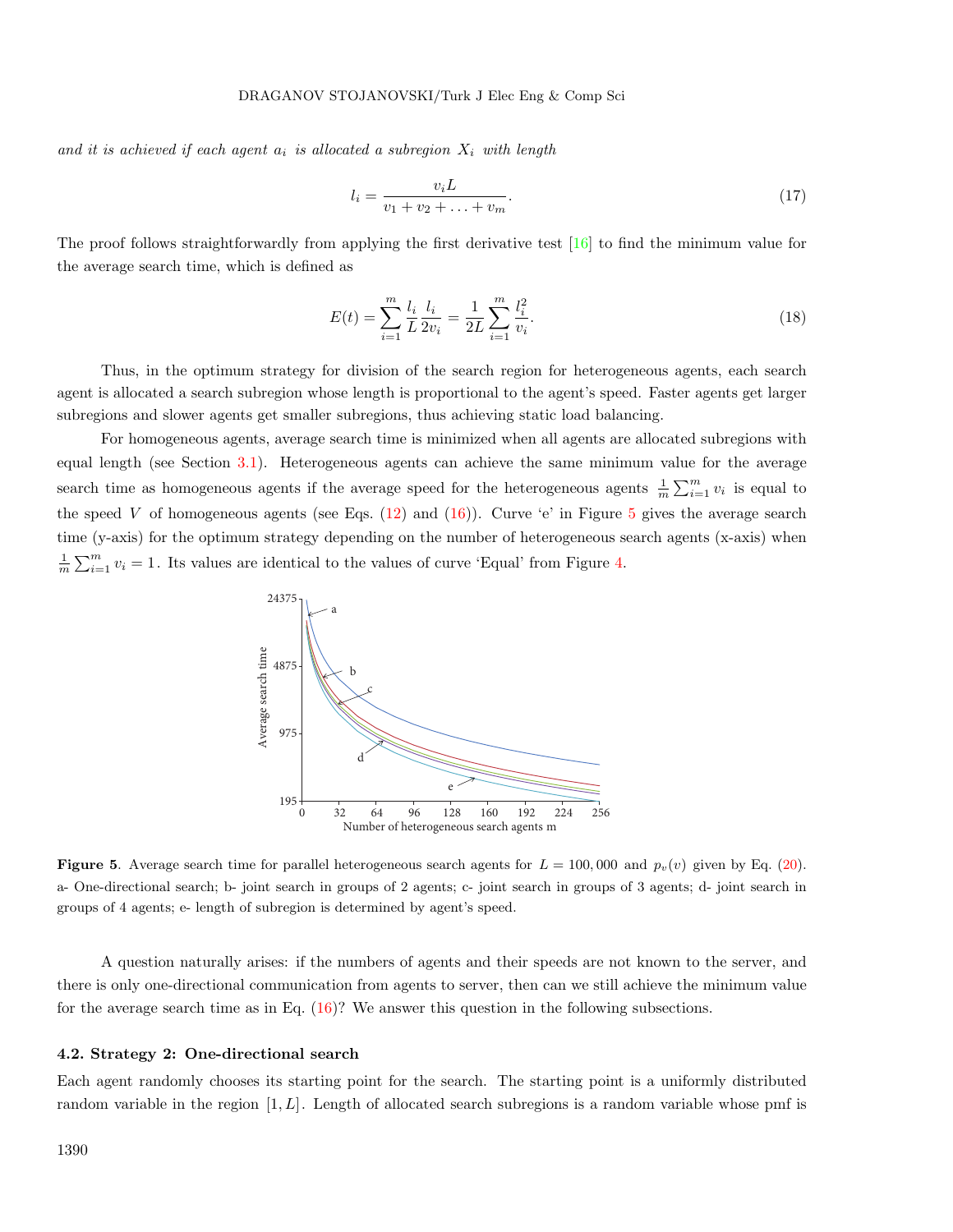*and it is achieved if each agent $a_i$ is allocated a subregion $X_i$ with length*

$$l_i = \frac{v_i L}{v_1 + v_2 + \ldots + v_m}. \tag{17}$$

The proof follows straightforwardly from applying the first derivative test [16] to find the minimum value for the average search time, which is defined as

$$E(t) = \sum_{i=1}^{m} \frac{l_i}{L} \frac{l_i}{2v_i} = \frac{1}{2L} \sum_{i=1}^{m} \frac{l_i^2}{v_i}. \tag{18}$$

Thus, in the optimum strategy for division of the search region for heterogeneous agents, each search agent is allocated a search subregion whose length is proportional to the agent's speed. Faster agents get larger subregions and slower agents get smaller subregions, thus achieving static load balancing.

For homogeneous agents, average search time is minimized when all agents are allocated subregions with equal length (see Section 3.1). Heterogeneous agents can achieve the same minimum value for the average search time as homogeneous agents if the average speed for the heterogeneous agents $\frac{1}{m}\sum_{i=1}^{m} v_i$ is equal to the speed $V$ of homogeneous agents (see Eqs. (12) and (16)). Curve 'e' in Figure 5 gives the average search time (y-axis) for the optimum strategy depending on the number of heterogeneous search agents (x-axis) when $\frac{1}{m}\sum_{i=1}^{m} v_i = 1$. Its values are identical to the values of curve 'Equal' from Figure 4.

**Figure 5**. Average search time for parallel heterogeneous search agents for $L = 100,000$ and $p_v(v)$ given by Eq. (20). a- One-directional search; b- joint search in groups of 2 agents; c- joint search in groups of 3 agents; d- joint search in groups of 4 agents; e- length of subregion is determined by agent's speed.

A question naturally arises: if the numbers of agents and their speeds are not known to the server, and there is only one-directional communication from agents to server, then can we still achieve the minimum value for the average search time as in Eq. (16)? We answer this question in the following subsections.

### 4.2. Strategy 2: One-directional search

Each agent randomly chooses its starting point for the search. The starting point is a uniformly distributed random variable in the region $[1, L]$. Length of allocated search subregions is a random variable whose pmf is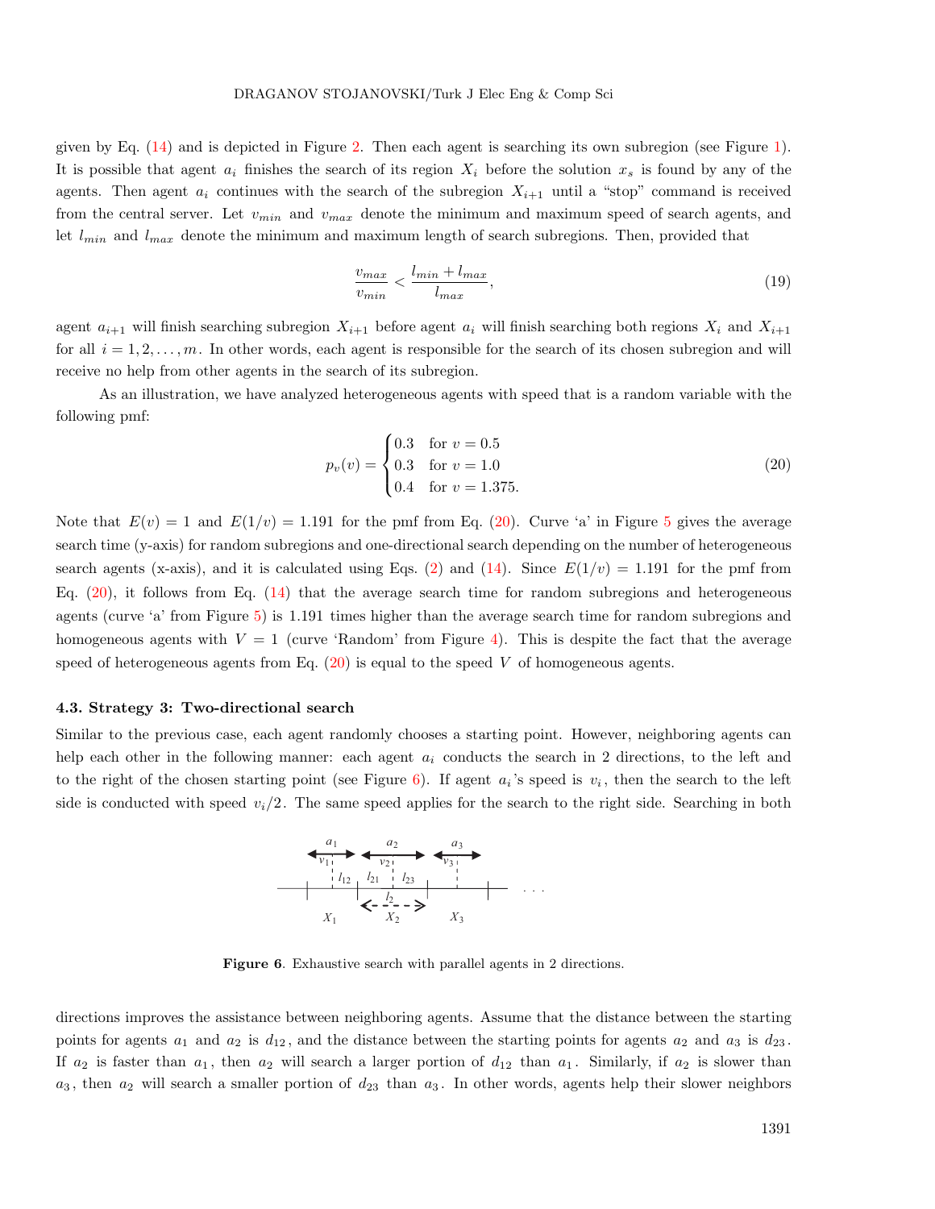given by Eq. (14) and is depicted in Figure 2. Then each agent is searching its own subregion (see Figure 1). It is possible that agent $a_i$ finishes the search of its region $X_i$ before the solution $x_s$ is found by any of the agents. Then agent $a_i$ continues with the search of the subregion $X_{i+1}$ until a "stop" command is received from the central server. Let $v_{min}$ and $v_{max}$ denote the minimum and maximum speed of search agents, and let $l_{min}$ and $l_{max}$ denote the minimum and maximum length of search subregions. Then, provided that

$$\frac{v_{max}}{v_{min}} < \frac{l_{min} + l_{max}}{l_{max}}, \tag{19}$$

agent $a_{i+1}$ will finish searching subregion $X_{i+1}$ before agent $a_i$ will finish searching both regions $X_i$ and $X_{i+1}$ for all $i = 1, 2, \ldots, m$. In other words, each agent is responsible for the search of its chosen subregion and will receive no help from other agents in the search of its subregion.

As an illustration, we have analyzed heterogeneous agents with speed that is a random variable with the following pmf:

$$p_v(v) = \begin{cases} 0.3 & \text{for } v = 0.5 \\ 0.3 & \text{for } v = 1.0 \\ 0.4 & \text{for } v = 1.375. \end{cases} \tag{20}$$

Note that $E(v) = 1$ and $E(1/v) = 1.191$ for the pmf from Eq. (20). Curve 'a' in Figure 5 gives the average search time (y-axis) for random subregions and one-directional search depending on the number of heterogeneous search agents (x-axis), and it is calculated using Eqs. (2) and (14). Since $E(1/v) = 1.191$ for the pmf from Eq. (20), it follows from Eq. (14) that the average search time for random subregions and heterogeneous agents (curve 'a' from Figure 5) is 1.191 times higher than the average search time for random subregions and homogeneous agents with $V = 1$ (curve 'Random' from Figure 4). This is despite the fact that the average speed of heterogeneous agents from Eq. (20) is equal to the speed $V$ of homogeneous agents.

### 4.3. Strategy 3: Two-directional search

Similar to the previous case, each agent randomly chooses a starting point. However, neighboring agents can help each other in the following manner: each agent $a_i$ conducts the search in 2 directions, to the left and to the right of the chosen starting point (see Figure 6). If agent $a_i$'s speed is $v_i$, then the search to the left side is conducted with speed $v_i/2$. The same speed applies for the search to the right side. Searching in both directions improves the assistance between neighboring agents. Assume that the distance between the starting points for agents $a_1$ and $a_2$ is $d_{12}$, and the distance between the starting points for agents $a_2$ and $a_3$ is $d_{23}$. If $a_2$ is faster than $a_1$, then $a_2$ will search a larger portion of $d_{12}$ than $a_1$. Similarly, if $a_2$ is slower than $a_3$, then $a_2$ will search a smaller portion of $d_{23}$ than $a_3$. In other words, agents help their slower neighbors

**Figure 6**. Exhaustive search with parallel agents in 2 directions.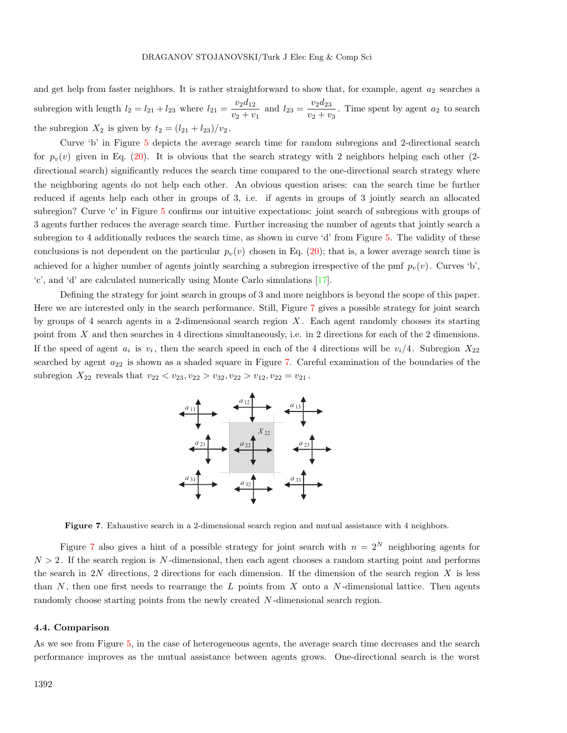and get help from faster neighbors. It is rather straightforward to show that, for example, agent $a_2$ searches a subregion with length $l_2 = l_{21} + l_{23}$ where $l_{21} = \frac{v_2 d_{12}}{v_2 + v_1}$ and $l_{23} = \frac{v_2 d_{23}}{v_2 + v_3}$. Time spent by agent $a_2$ to search the subregion $X_2$ is given by $t_2 = (l_{21} + l_{23})/v_2$.

Curve 'b' in Figure 5 depicts the average search time for random subregions and 2-directional search for $p_v(v)$ given in Eq. (20). It is obvious that the search strategy with 2 neighbors helping each other (2-directional search) significantly reduces the search time compared to the one-directional search strategy where the neighboring agents do not help each other. An obvious question arises: can the search time be further reduced if agents help each other in groups of 3, i.e. if agents in groups of 3 jointly search an allocated subregion? Curve 'c' in Figure 5 confirms our intuitive expectations: joint search of subregions with groups of 3 agents further reduces the average search time. Further increasing the number of agents that jointly search a subregion to 4 additionally reduces the search time, as shown in curve 'd' from Figure 5. The validity of these conclusions is not dependent on the particular $p_v(v)$ chosen in Eq. (20); that is, a lower average search time is achieved for a higher number of agents jointly searching a subregion irrespective of the pmf $p_v(v)$. Curves 'b', 'c', and 'd' are calculated numerically using Monte Carlo simulations [17].

Defining the strategy for joint search in groups of 3 and more neighbors is beyond the scope of this paper. Here we are interested only in the search performance. Still, Figure 7 gives a possible strategy for joint search by groups of 4 search agents in a 2-dimensional search region $X$. Each agent randomly chooses its starting point from $X$ and then searches in 4 directions simultaneously, i.e. in 2 directions for each of the 2 dimensions. If the speed of agent $a_i$ is $v_i$, then the search speed in each of the 4 directions will be $v_i/4$. Subregion $X_{22}$ searched by agent $a_{22}$ is shown as a shaded square in Figure 7. Careful examination of the boundaries of the subregion $X_{22}$ reveals that $v_{22} < v_{23}, v_{22} > v_{32}, v_{22} > v_{12}, v_{22} = v_{21}$.

**Figure 7**. Exhaustive search in a 2-dimensional search region and mutual assistance with 4 neighbors.

Figure 7 also gives a hint of a possible strategy for joint search with $n = 2^N$ neighboring agents for $N > 2$. If the search region is $N$-dimensional, then each agent chooses a random starting point and performs the search in $2N$ directions, 2 directions for each dimension. If the dimension of the search region $X$ is less than $N$, then one first needs to rearrange the $L$ points from $X$ onto a $N$-dimensional lattice. Then agents randomly choose starting points from the newly created $N$-dimensional search region.

### 4.4. Comparison

As we see from Figure 5, in the case of heterogeneous agents, the average search time decreases and the search performance improves as the mutual assistance between agents grows. One-directional search is the worst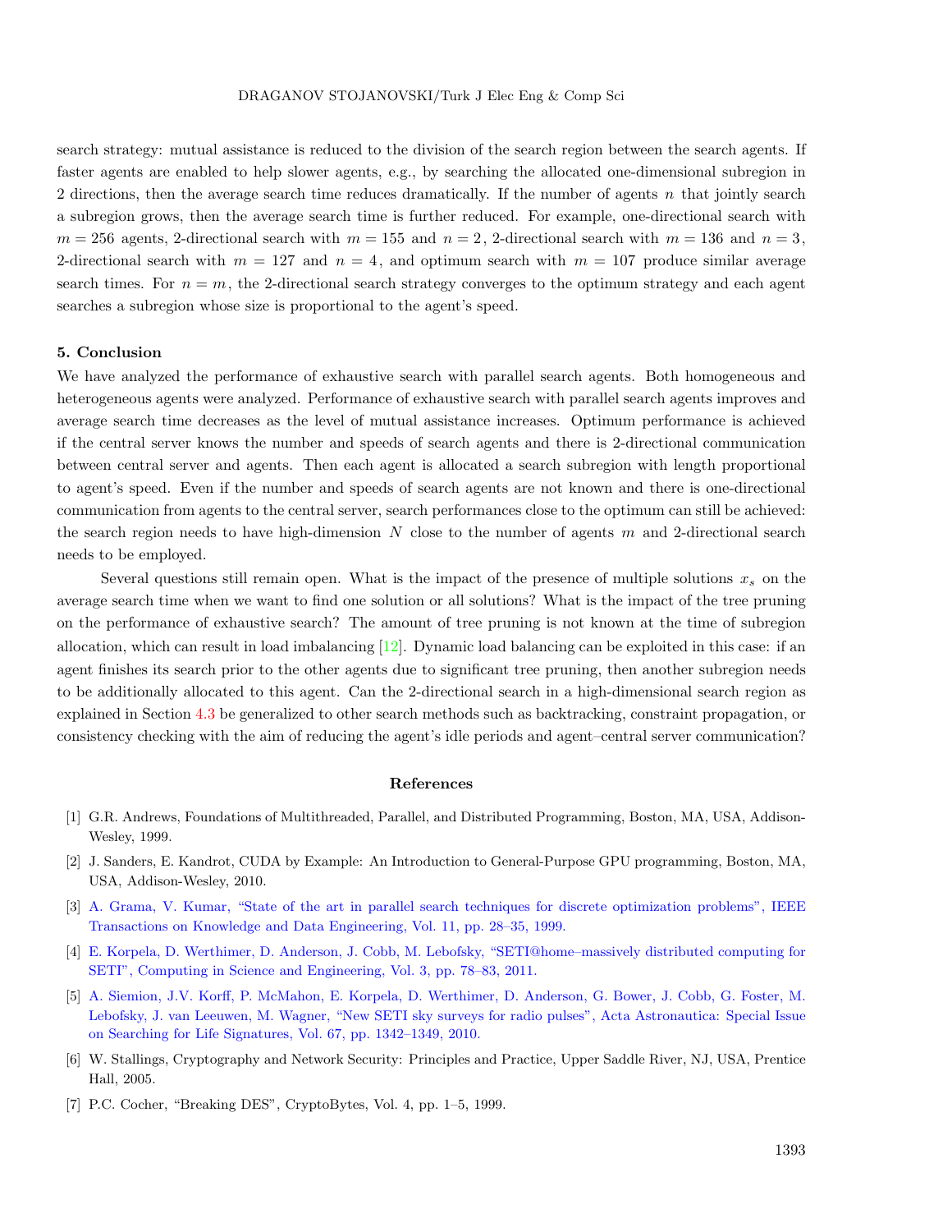search strategy: mutual assistance is reduced to the division of the search region between the search agents. If faster agents are enabled to help slower agents, e.g., by searching the allocated one-dimensional subregion in 2 directions, then the average search time reduces dramatically. If the number of agents $n$ that jointly search a subregion grows, then the average search time is further reduced. For example, one-directional search with $m = 256$ agents, 2-directional search with $m = 155$ and $n = 2$, 2-directional search with $m = 136$ and $n = 3$, 2-directional search with $m = 127$ and $n = 4$, and optimum search with $m = 107$ produce similar average search times. For $n = m$, the 2-directional search strategy converges to the optimum strategy and each agent searches a subregion whose size is proportional to the agent's speed.

## 5. Conclusion

We have analyzed the performance of exhaustive search with parallel search agents. Both homogeneous and heterogeneous agents were analyzed. Performance of exhaustive search with parallel search agents improves and average search time decreases as the level of mutual assistance increases. Optimum performance is achieved if the central server knows the number and speeds of search agents and there is 2-directional communication between central server and agents. Then each agent is allocated a search subregion with length proportional to agent's speed. Even if the number and speeds of search agents are not known and there is one-directional communication from agents to the central server, search performances close to the optimum can still be achieved: the search region needs to have high-dimension $N$ close to the number of agents $m$ and 2-directional search needs to be employed.

Several questions still remain open. What is the impact of the presence of multiple solutions $x_s$ on the average search time when we want to find one solution or all solutions? What is the impact of the tree pruning on the performance of exhaustive search? The amount of tree pruning is not known at the time of subregion allocation, which can result in load imbalancing [12]. Dynamic load balancing can be exploited in this case: if an agent finishes its search prior to the other agents due to significant tree pruning, then another subregion needs to be additionally allocated to this agent. Can the 2-directional search in a high-dimensional search region as explained in Section 4.3 be generalized to other search methods such as backtracking, constraint propagation, or consistency checking with the aim of reducing the agent's idle periods and agent–central server communication?

## References

[1] G.R. Andrews, Foundations of Multithreaded, Parallel, and Distributed Programming, Boston, MA, USA, Addison-Wesley, 1999.

[2] J. Sanders, E. Kandrot, CUDA by Example: An Introduction to General-Purpose GPU programming, Boston, MA, USA, Addison-Wesley, 2010.

[3] A. Grama, V. Kumar, "State of the art in parallel search techniques for discrete optimization problems", IEEE Transactions on Knowledge and Data Engineering, Vol. 11, pp. 28–35, 1999.

[4] E. Korpela, D. Werthimer, D. Anderson, J. Cobb, M. Lebofsky, "SETI@home–massively distributed computing for SETI", Computing in Science and Engineering, Vol. 3, pp. 78–83, 2011.

[5] A. Siemion, J.V. Korff, P. McMahon, E. Korpela, D. Werthimer, D. Anderson, G. Bower, J. Cobb, G. Foster, M. Lebofsky, J. van Leeuwen, M. Wagner, "New SETI sky surveys for radio pulses", Acta Astronautica: Special Issue on Searching for Life Signatures, Vol. 67, pp. 1342–1349, 2010.

[6] W. Stallings, Cryptography and Network Security: Principles and Practice, Upper Saddle River, NJ, USA, Prentice Hall, 2005.

[7] P.C. Cocher, "Breaking DES", CryptoBytes, Vol. 4, pp. 1–5, 1999.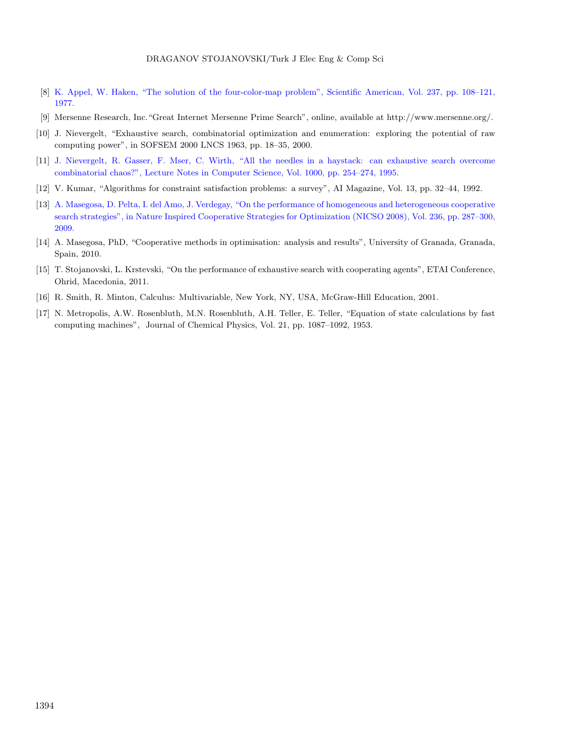[8] K. Appel, W. Haken, “The solution of the four-color-map problem”, Scientific American, Vol. 237, pp. 108–121, 1977.

[9] Mersenne Research, Inc.“Great Internet Mersenne Prime Search”, online, available at http://www.mersenne.org/.

[10] J. Nievergelt, “Exhaustive search, combinatorial optimization and enumeration: exploring the potential of raw computing power”, in SOFSEM 2000 LNCS 1963, pp. 18–35, 2000.

[11] J. Nievergelt, R. Gasser, F. Mser, C. Wirth, “All the needles in a haystack: can exhaustive search overcome combinatorial chaos?”, Lecture Notes in Computer Science, Vol. 1000, pp. 254–274, 1995.

[12] V. Kumar, “Algorithms for constraint satisfaction problems: a survey”, AI Magazine, Vol. 13, pp. 32–44, 1992.

[13] A. Masegosa, D. Pelta, I. del Amo, J. Verdegay, “On the performance of homogeneous and heterogeneous cooperative search strategies”, in Nature Inspired Cooperative Strategies for Optimization (NICSO 2008), Vol. 236, pp. 287–300, 2009.

[14] A. Masegosa, PhD, “Cooperative methods in optimisation: analysis and results”, University of Granada, Granada, Spain, 2010.

[15] T. Stojanovski, L. Krstevski, “On the performance of exhaustive search with cooperating agents”, ETAI Conference, Ohrid, Macedonia, 2011.

[16] R. Smith, R. Minton, Calculus: Multivariable, New York, NY, USA, McGraw-Hill Education, 2001.

[17] N. Metropolis, A.W. Rosenbluth, M.N. Rosenbluth, A.H. Teller, E. Teller, “Equation of state calculations by fast computing machines”, Journal of Chemical Physics, Vol. 21, pp. 1087–1092, 1953.